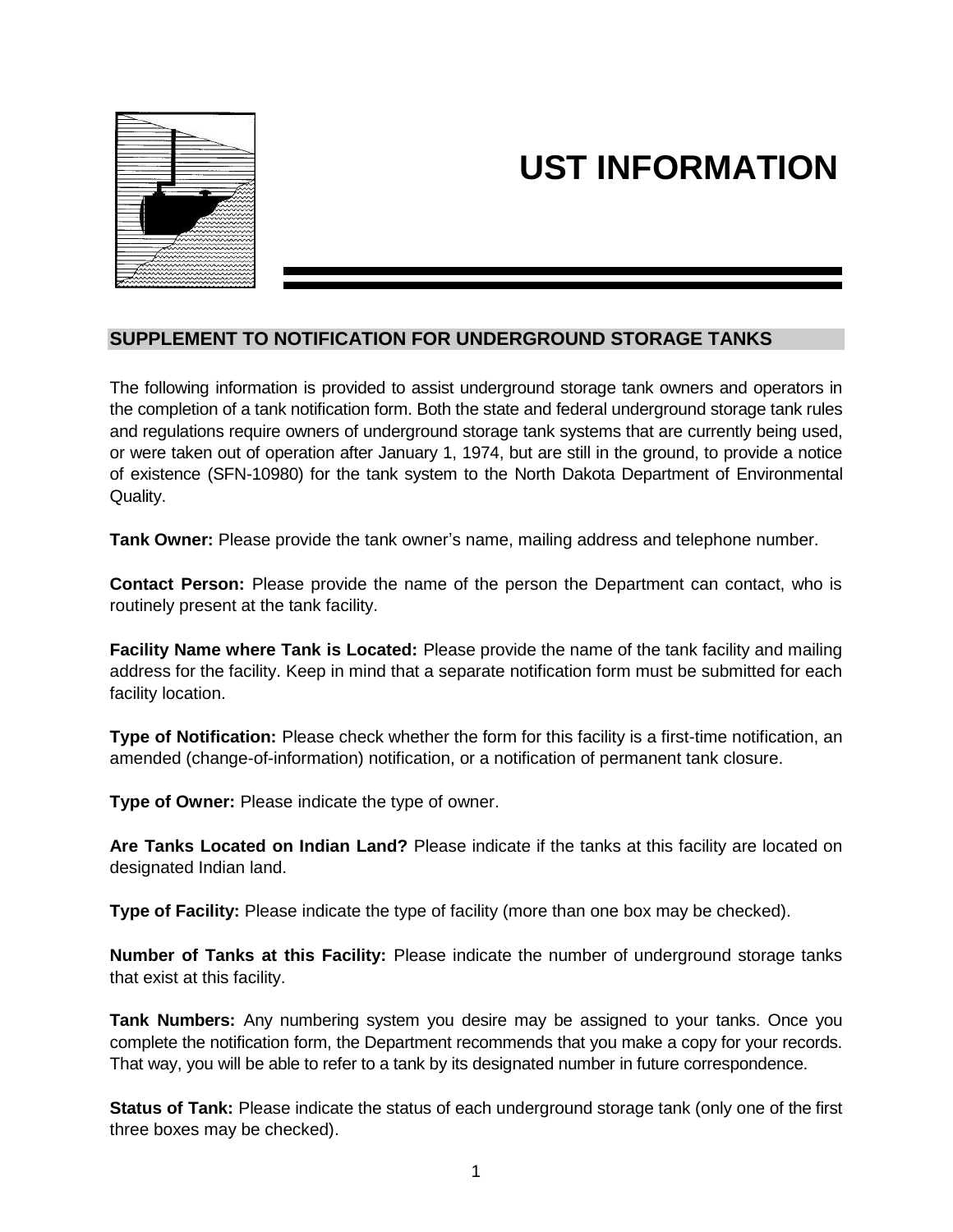# UST INFORMATION

## SUPPLEMENT TO NOTIFICATION FOR UNDERGROUND STORAGE TANKS

The following information is provided to assist underground storage tank owners and operators in the completion of a tank notification form. Both the state and federal underground storage tank rules and regulations require owners of underground storage tank systems that are currently being used, or were taken out of operation after January 1, 1974, but are still in the ground, to provide a notice of existence (SFN-10980) for the tank system to the North Dakota Department of Environmental Quality.

**Tank Owner:** Please provide the tank owner's name, mailing address and telephone number.

**Contact Person:** Please provide the name of the person the Department can contact, who is routinely present at the tank facility.

**Facility Name where Tank is Located:** Please provide the name of the tank facility and mailing address for the facility. Keep in mind that a separate notification form must be submitted for each facility location.

**Type of Notification:** Please check whether the form for this facility is a first-time notification, an amended (change-of-information) notification, or a notification of permanent tank closure.

**Type of Owner:** Please indicate the type of owner.

**Are Tanks Located on Indian Land?** Please indicate if the tanks at this facility are located on designated Indian land.

**Type of Facility:** Please indicate the type of facility (more than one box may be checked).

**Number of Tanks at this Facility:** Please indicate the number of underground storage tanks that exist at this facility.

**Tank Numbers:** Any numbering system you desire may be assigned to your tanks. Once you complete the notification form, the Department recommends that you make a copy for your records. That way, you will be able to refer to a tank by its designated number in future correspondence.

**Status of Tank:** Please indicate the status of each underground storage tank (only one of the first three boxes may be checked).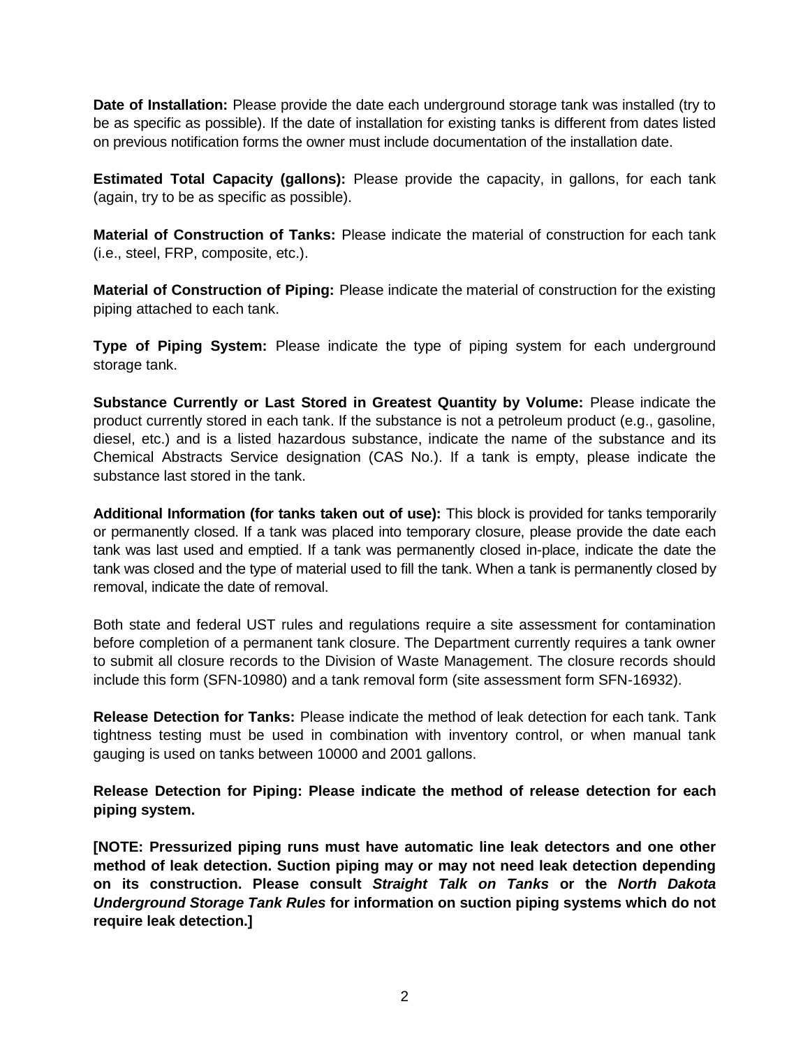**Date of Installation:** Please provide the date each underground storage tank was installed (try to be as specific as possible). If the date of installation for existing tanks is different from dates listed on previous notification forms the owner must include documentation of the installation date.

**Estimated Total Capacity (gallons):** Please provide the capacity, in gallons, for each tank (again, try to be as specific as possible).

**Material of Construction of Tanks:** Please indicate the material of construction for each tank (i.e., steel, FRP, composite, etc.).

**Material of Construction of Piping:** Please indicate the material of construction for the existing piping attached to each tank.

**Type of Piping System:** Please indicate the type of piping system for each underground storage tank.

**Substance Currently or Last Stored in Greatest Quantity by Volume:** Please indicate the product currently stored in each tank. If the substance is not a petroleum product (e.g., gasoline, diesel, etc.) and is a listed hazardous substance, indicate the name of the substance and its Chemical Abstracts Service designation (CAS No.). If a tank is empty, please indicate the substance last stored in the tank.

**Additional Information (for tanks taken out of use):** This block is provided for tanks temporarily or permanently closed. If a tank was placed into temporary closure, please provide the date each tank was last used and emptied. If a tank was permanently closed in-place, indicate the date the tank was closed and the type of material used to fill the tank. When a tank is permanently closed by removal, indicate the date of removal.

Both state and federal UST rules and regulations require a site assessment for contamination before completion of a permanent tank closure. The Department currently requires a tank owner to submit all closure records to the Division of Waste Management. The closure records should include this form (SFN-10980) and a tank removal form (site assessment form SFN-16932).

**Release Detection for Tanks:** Please indicate the method of leak detection for each tank. Tank tightness testing must be used in combination with inventory control, or when manual tank gauging is used on tanks between 10000 and 2001 gallons.

**Release Detection for Piping: Please indicate the method of release detection for each piping system.**

**[NOTE: Pressurized piping runs must have automatic line leak detectors and one other method of leak detection. Suction piping may or may not need leak detection depending on its construction. Please consult *Straight Talk on Tanks* or the *North Dakota Underground Storage Tank Rules* for information on suction piping systems which do not require leak detection.]**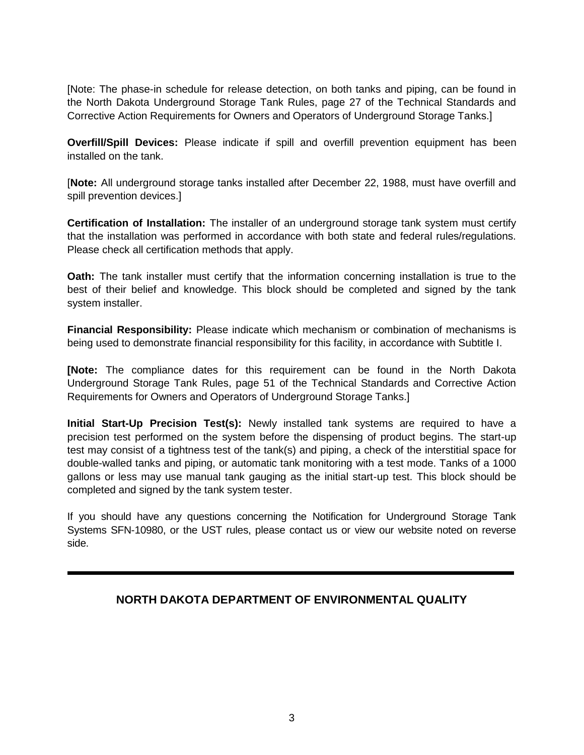[Note: The phase-in schedule for release detection, on both tanks and piping, can be found in the North Dakota Underground Storage Tank Rules, page 27 of the Technical Standards and Corrective Action Requirements for Owners and Operators of Underground Storage Tanks.]

**Overfill/Spill Devices:** Please indicate if spill and overfill prevention equipment has been installed on the tank.

[**Note:** All underground storage tanks installed after December 22, 1988, must have overfill and spill prevention devices.]

**Certification of Installation:** The installer of an underground storage tank system must certify that the installation was performed in accordance with both state and federal rules/regulations. Please check all certification methods that apply.

**Oath:** The tank installer must certify that the information concerning installation is true to the best of their belief and knowledge. This block should be completed and signed by the tank system installer.

**Financial Responsibility:** Please indicate which mechanism or combination of mechanisms is being used to demonstrate financial responsibility for this facility, in accordance with Subtitle I.

**[Note:** The compliance dates for this requirement can be found in the North Dakota Underground Storage Tank Rules, page 51 of the Technical Standards and Corrective Action Requirements for Owners and Operators of Underground Storage Tanks.]

**Initial Start-Up Precision Test(s):** Newly installed tank systems are required to have a precision test performed on the system before the dispensing of product begins. The start-up test may consist of a tightness test of the tank(s) and piping, a check of the interstitial space for double-walled tanks and piping, or automatic tank monitoring with a test mode. Tanks of a 1000 gallons or less may use manual tank gauging as the initial start-up test. This block should be completed and signed by the tank system tester.

If you should have any questions concerning the Notification for Underground Storage Tank Systems SFN-10980, or the UST rules, please contact us or view our website noted on reverse side.

---

**NORTH DAKOTA DEPARTMENT OF ENVIRONMENTAL QUALITY**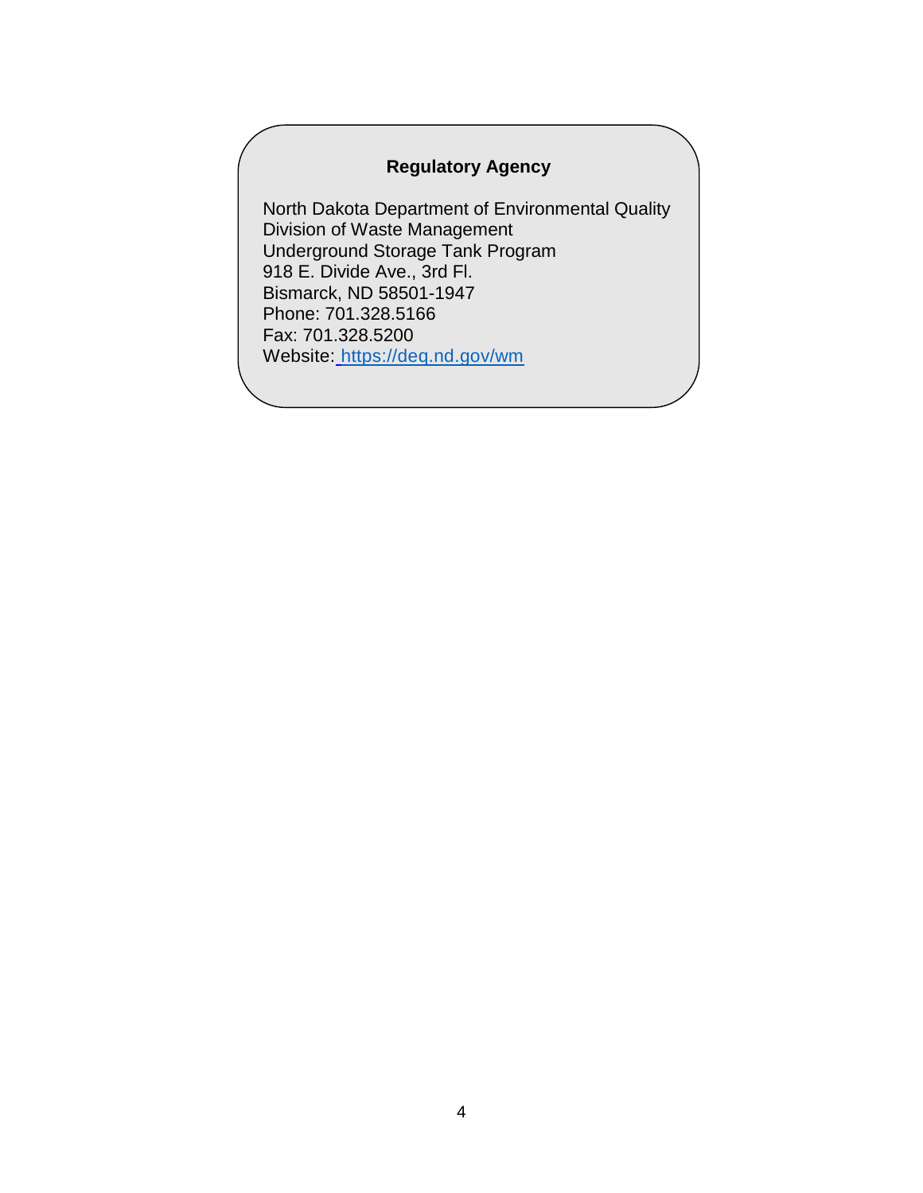**Regulatory Agency**

North Dakota Department of Environmental Quality
Division of Waste Management
Underground Storage Tank Program
918 E. Divide Ave., 3rd Fl.
Bismarck, ND 58501-1947
Phone: 701.328.5166
Fax: 701.328.5200
Website: https://deq.nd.gov/wm